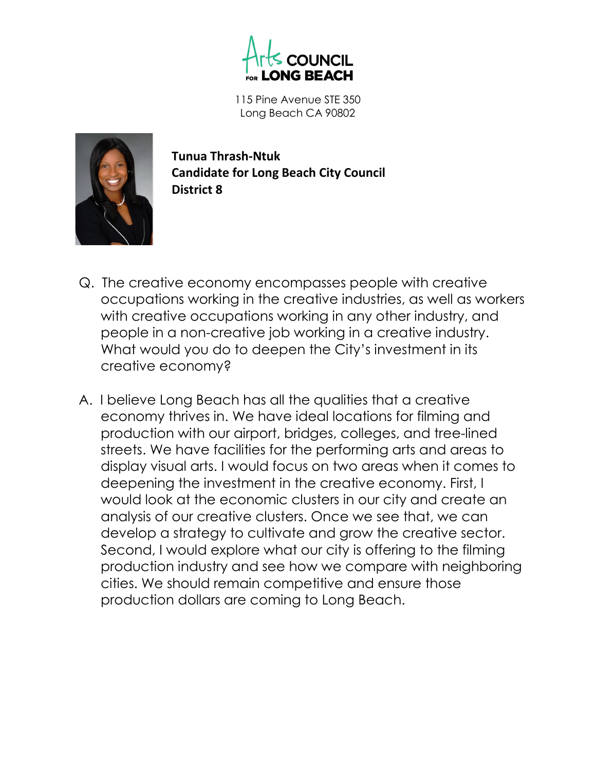# Arts COUNCIL FOR LONG BEACH

115 Pine Avenue STE 350
Long Beach CA 90802

**Tunua Thrash-Ntuk**
**Candidate for Long Beach City Council**
**District 8**

Q. The creative economy encompasses people with creative occupations working in the creative industries, as well as workers with creative occupations working in any other industry, and people in a non-creative job working in a creative industry. What would you do to deepen the City's investment in its creative economy?

A. I believe Long Beach has all the qualities that a creative economy thrives in. We have ideal locations for filming and production with our airport, bridges, colleges, and tree-lined streets. We have facilities for the performing arts and areas to display visual arts. I would focus on two areas when it comes to deepening the investment in the creative economy. First, I would look at the economic clusters in our city and create an analysis of our creative clusters. Once we see that, we can develop a strategy to cultivate and grow the creative sector. Second, I would explore what our city is offering to the filming production industry and see how we compare with neighboring cities. We should remain competitive and ensure those production dollars are coming to Long Beach.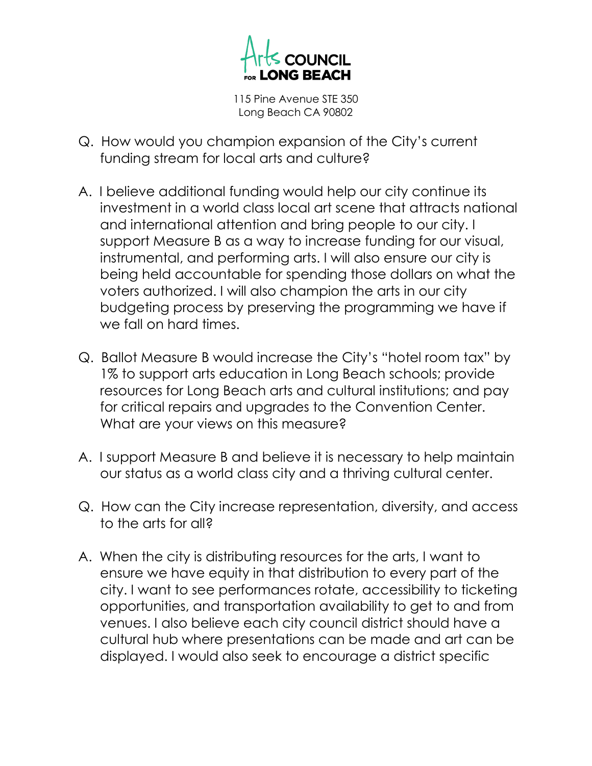Arts COUNCIL FOR LONG BEACH

115 Pine Avenue STE 350
Long Beach CA 90802

Q. How would you champion expansion of the City's current funding stream for local arts and culture?

A. I believe additional funding would help our city continue its investment in a world class local art scene that attracts national and international attention and bring people to our city. I support Measure B as a way to increase funding for our visual, instrumental, and performing arts. I will also ensure our city is being held accountable for spending those dollars on what the voters authorized. I will also champion the arts in our city budgeting process by preserving the programming we have if we fall on hard times.

Q. Ballot Measure B would increase the City's "hotel room tax" by 1% to support arts education in Long Beach schools; provide resources for Long Beach arts and cultural institutions; and pay for critical repairs and upgrades to the Convention Center. What are your views on this measure?

A. I support Measure B and believe it is necessary to help maintain our status as a world class city and a thriving cultural center.

Q. How can the City increase representation, diversity, and access to the arts for all?

A. When the city is distributing resources for the arts, I want to ensure we have equity in that distribution to every part of the city. I want to see performances rotate, accessibility to ticketing opportunities, and transportation availability to get to and from venues. I also believe each city council district should have a cultural hub where presentations can be made and art can be displayed. I would also seek to encourage a district specific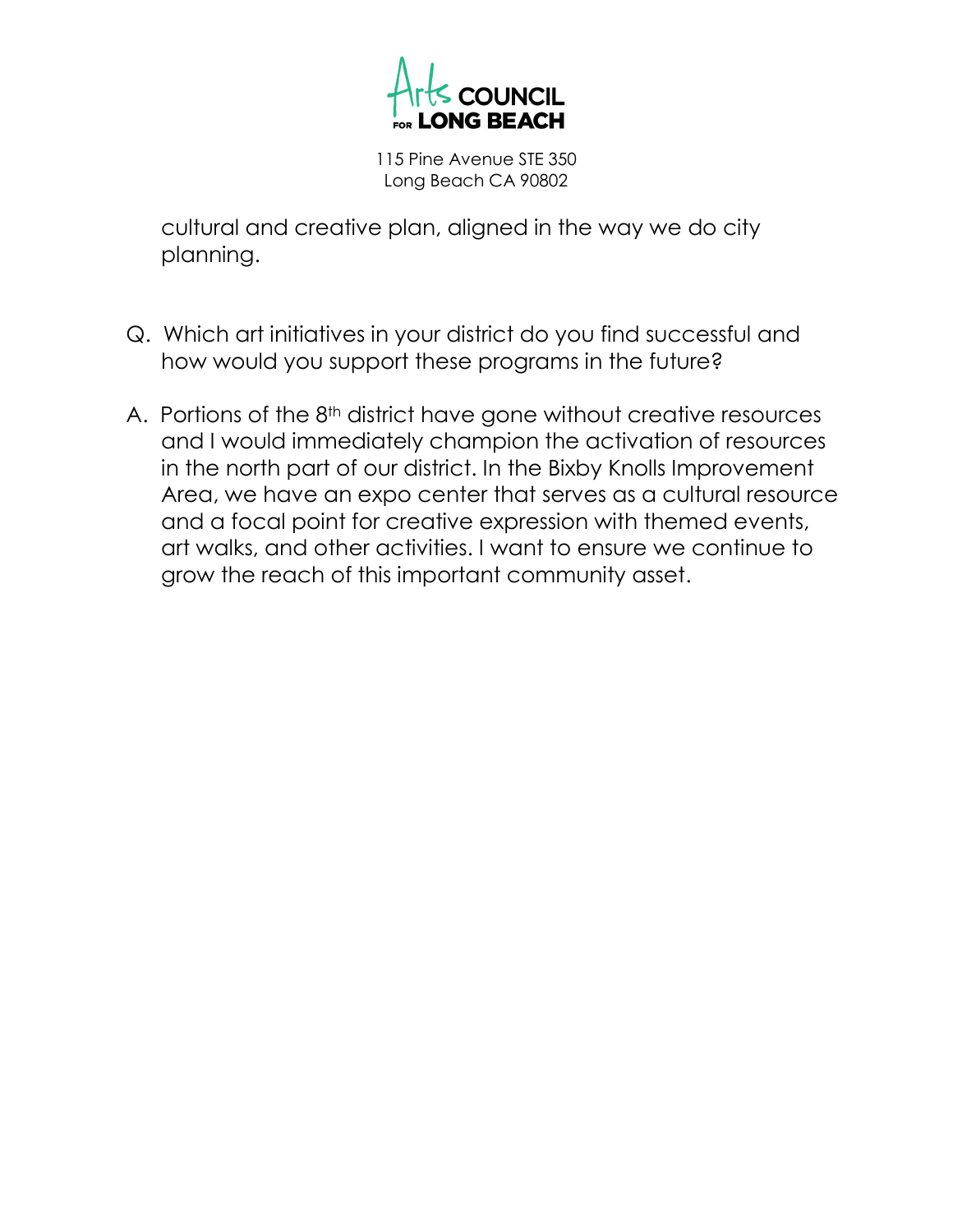cultural and creative plan, aligned in the way we do city planning.

Q. Which art initiatives in your district do you find successful and how would you support these programs in the future?

A. Portions of the 8th district have gone without creative resources and I would immediately champion the activation of resources in the north part of our district. In the Bixby Knolls Improvement Area, we have an expo center that serves as a cultural resource and a focal point for creative expression with themed events, art walks, and other activities. I want to ensure we continue to grow the reach of this important community asset.